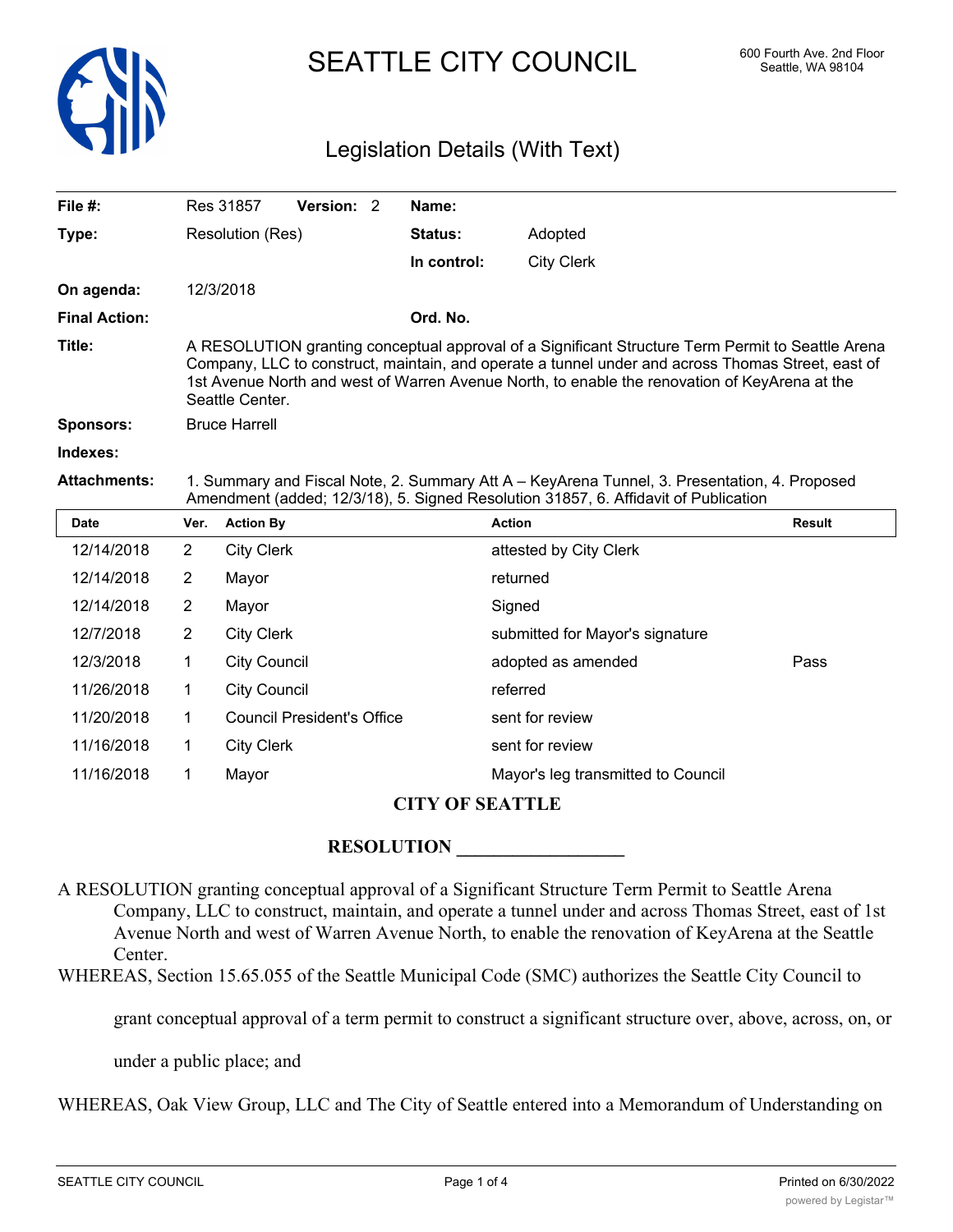# SEATTLE CITY COUNCIL

600 Fourth Ave. 2nd Floor
Seattle, WA 98104

## Legislation Details (With Text)

| | | | |
|---|---|---|---|
| **File #:** | Res 31857 **Version:** 2 | **Name:** | |
| **Type:** | Resolution (Res) | **Status:** | Adopted |
| | | **In control:** | City Clerk |
| **On agenda:** | 12/3/2018 | | |
| **Final Action:** | | **Ord. No.** | |

**Title:** A RESOLUTION granting conceptual approval of a Significant Structure Term Permit to Seattle Arena Company, LLC to construct, maintain, and operate a tunnel under and across Thomas Street, east of 1st Avenue North and west of Warren Avenue North, to enable the renovation of KeyArena at the Seattle Center.

**Sponsors:** Bruce Harrell

**Indexes:**

**Attachments:** 1. Summary and Fiscal Note, 2. Summary Att A – KeyArena Tunnel, 3. Presentation, 4. Proposed Amendment (added; 12/3/18), 5. Signed Resolution 31857, 6. Affidavit of Publication

| Date | Ver. | Action By | Action | Result |
|---|---|---|---|---|
| 12/14/2018 | 2 | City Clerk | attested by City Clerk | |
| 12/14/2018 | 2 | Mayor | returned | |
| 12/14/2018 | 2 | Mayor | Signed | |
| 12/7/2018 | 2 | City Clerk | submitted for Mayor's signature | |
| 12/3/2018 | 1 | City Council | adopted as amended | Pass |
| 11/26/2018 | 1 | City Council | referred | |
| 11/20/2018 | 1 | Council President's Office | sent for review | |
| 11/16/2018 | 1 | City Clerk | sent for review | |
| 11/16/2018 | 1 | Mayor | Mayor's leg transmitted to Council | |

**CITY OF SEATTLE**

**RESOLUTION __________________**

A RESOLUTION granting conceptual approval of a Significant Structure Term Permit to Seattle Arena Company, LLC to construct, maintain, and operate a tunnel under and across Thomas Street, east of 1st Avenue North and west of Warren Avenue North, to enable the renovation of KeyArena at the Seattle Center.

WHEREAS, Section 15.65.055 of the Seattle Municipal Code (SMC) authorizes the Seattle City Council to grant conceptual approval of a term permit to construct a significant structure over, above, across, on, or under a public place; and

WHEREAS, Oak View Group, LLC and The City of Seattle entered into a Memorandum of Understanding on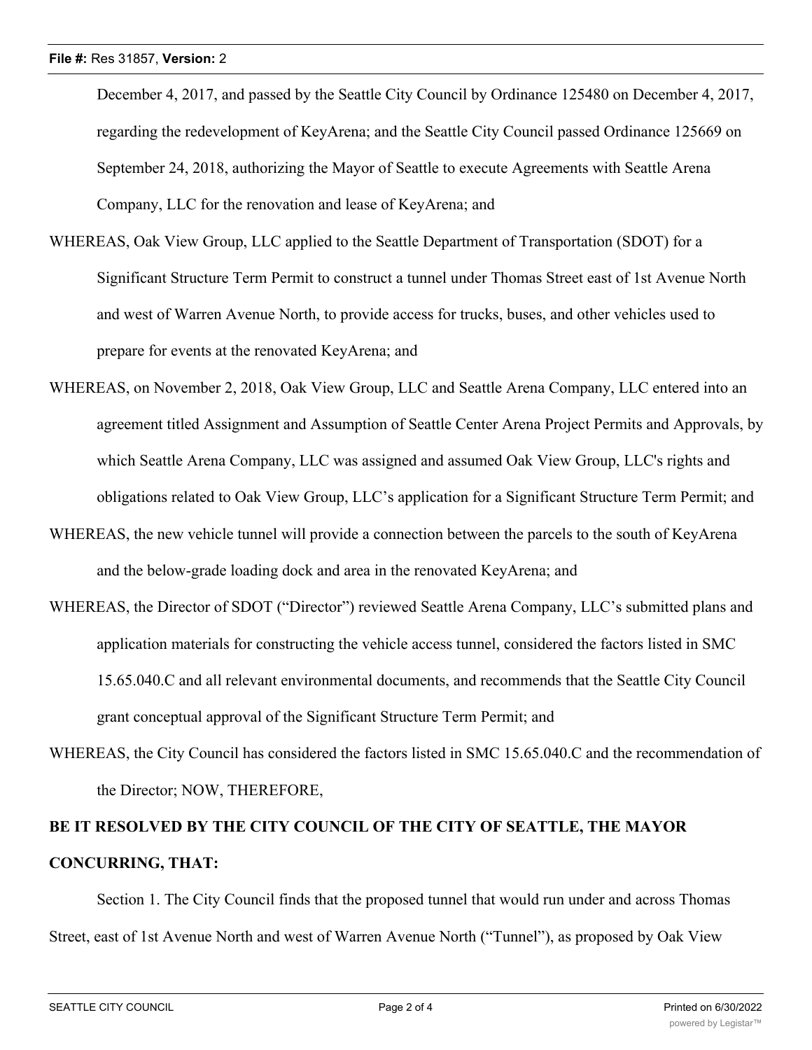December 4, 2017, and passed by the Seattle City Council by Ordinance 125480 on December 4, 2017, regarding the redevelopment of KeyArena; and the Seattle City Council passed Ordinance 125669 on September 24, 2018, authorizing the Mayor of Seattle to execute Agreements with Seattle Arena Company, LLC for the renovation and lease of KeyArena; and

WHEREAS, Oak View Group, LLC applied to the Seattle Department of Transportation (SDOT) for a Significant Structure Term Permit to construct a tunnel under Thomas Street east of 1st Avenue North and west of Warren Avenue North, to provide access for trucks, buses, and other vehicles used to prepare for events at the renovated KeyArena; and

WHEREAS, on November 2, 2018, Oak View Group, LLC and Seattle Arena Company, LLC entered into an agreement titled Assignment and Assumption of Seattle Center Arena Project Permits and Approvals, by which Seattle Arena Company, LLC was assigned and assumed Oak View Group, LLC's rights and obligations related to Oak View Group, LLC's application for a Significant Structure Term Permit; and

WHEREAS, the new vehicle tunnel will provide a connection between the parcels to the south of KeyArena and the below-grade loading dock and area in the renovated KeyArena; and

WHEREAS, the Director of SDOT ("Director") reviewed Seattle Arena Company, LLC's submitted plans and application materials for constructing the vehicle access tunnel, considered the factors listed in SMC 15.65.040.C and all relevant environmental documents, and recommends that the Seattle City Council grant conceptual approval of the Significant Structure Term Permit; and

WHEREAS, the City Council has considered the factors listed in SMC 15.65.040.C and the recommendation of the Director; NOW, THEREFORE,

**BE IT RESOLVED BY THE CITY COUNCIL OF THE CITY OF SEATTLE, THE MAYOR CONCURRING, THAT:**

Section 1. The City Council finds that the proposed tunnel that would run under and across Thomas Street, east of 1st Avenue North and west of Warren Avenue North ("Tunnel"), as proposed by Oak View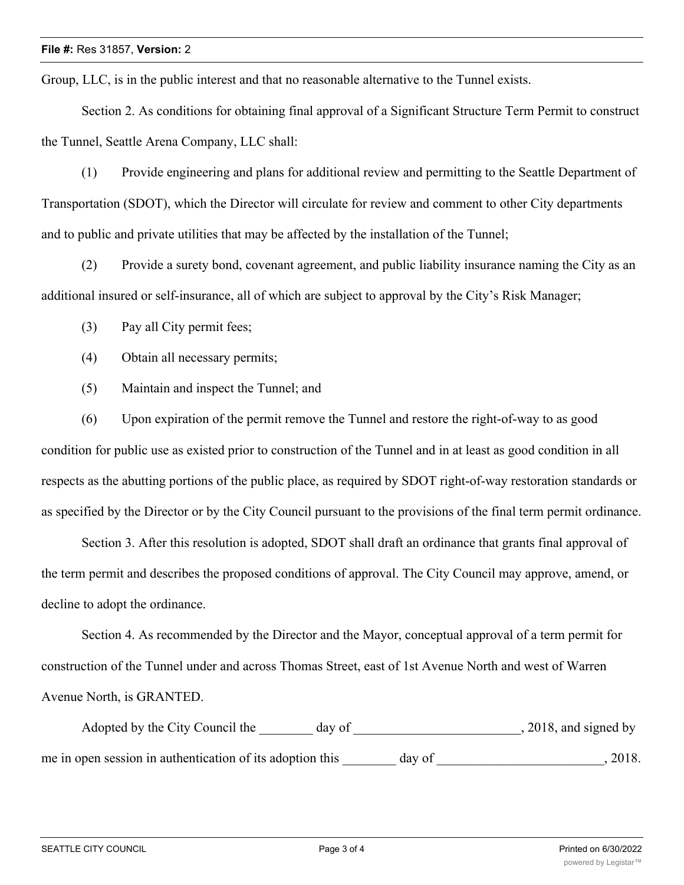Group, LLC, is in the public interest and that no reasonable alternative to the Tunnel exists.

Section 2. As conditions for obtaining final approval of a Significant Structure Term Permit to construct the Tunnel, Seattle Arena Company, LLC shall:

(1) Provide engineering and plans for additional review and permitting to the Seattle Department of Transportation (SDOT), which the Director will circulate for review and comment to other City departments and to public and private utilities that may be affected by the installation of the Tunnel;

(2) Provide a surety bond, covenant agreement, and public liability insurance naming the City as an additional insured or self-insurance, all of which are subject to approval by the City's Risk Manager;

(3) Pay all City permit fees;

(4) Obtain all necessary permits;

(5) Maintain and inspect the Tunnel; and

(6) Upon expiration of the permit remove the Tunnel and restore the right-of-way to as good condition for public use as existed prior to construction of the Tunnel and in at least as good condition in all respects as the abutting portions of the public place, as required by SDOT right-of-way restoration standards or as specified by the Director or by the City Council pursuant to the provisions of the final term permit ordinance.

Section 3. After this resolution is adopted, SDOT shall draft an ordinance that grants final approval of the term permit and describes the proposed conditions of approval. The City Council may approve, amend, or decline to adopt the ordinance.

Section 4. As recommended by the Director and the Mayor, conceptual approval of a term permit for construction of the Tunnel under and across Thomas Street, east of 1st Avenue North and west of Warren Avenue North, is GRANTED.

Adopted by the City Council the ________ day of _________________________, 2018, and signed by me in open session in authentication of its adoption this ________ day of _________________________, 2018.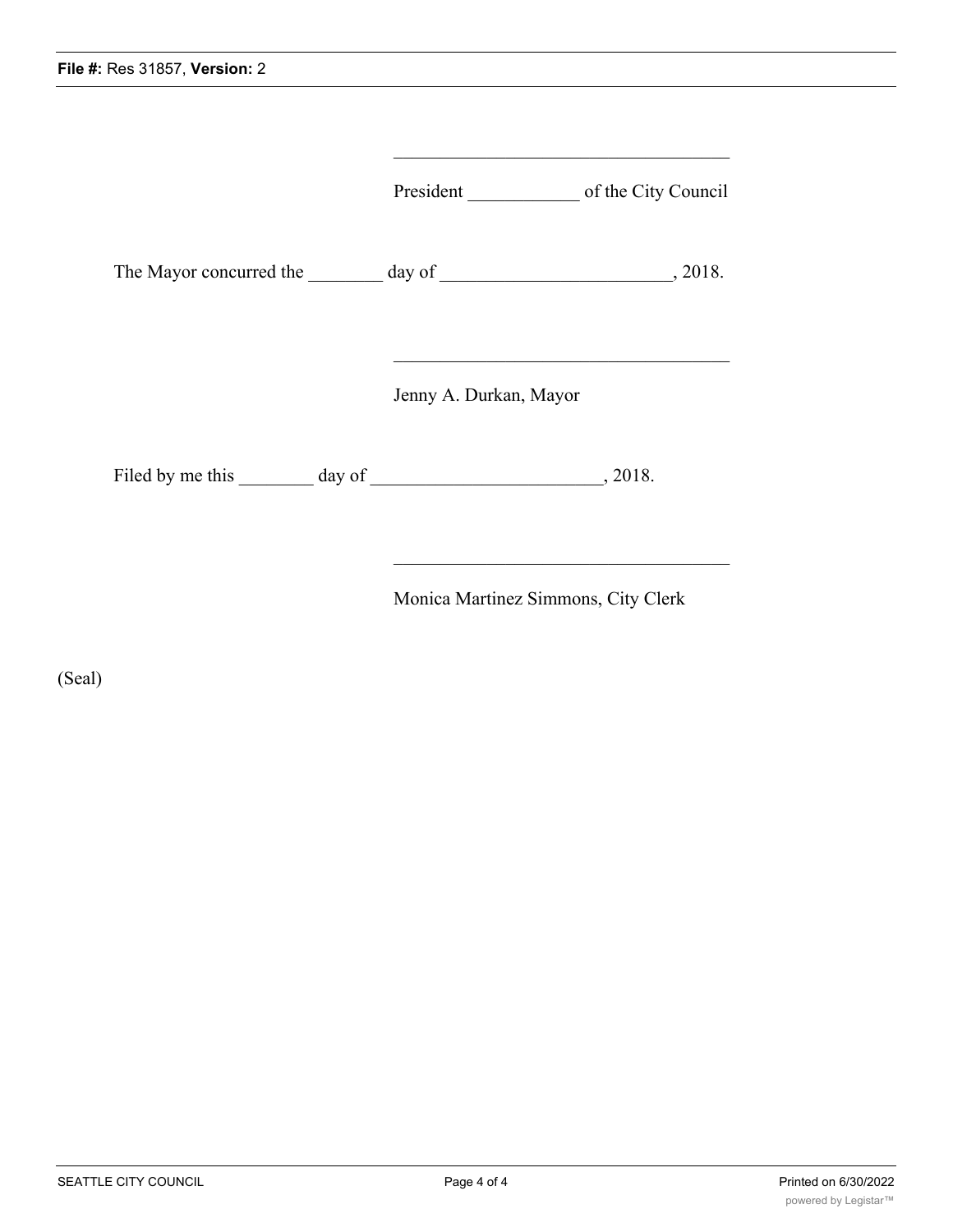\_\_\_\_\_\_\_\_\_\_\_\_\_\_\_\_\_\_\_\_\_\_\_\_\_\_\_\_\_\_\_\_\_\_\_\_\_

President \_\_\_\_\_\_\_\_\_\_\_\_ of the City Council

The Mayor concurred the \_\_\_\_\_\_\_\_ day of \_\_\_\_\_\_\_\_\_\_\_\_\_\_\_\_\_\_\_\_\_\_\_\_\_, 2018.

\_\_\_\_\_\_\_\_\_\_\_\_\_\_\_\_\_\_\_\_\_\_\_\_\_\_\_\_\_\_\_\_\_\_\_\_\_

Jenny A. Durkan, Mayor

Filed by me this \_\_\_\_\_\_\_\_ day of \_\_\_\_\_\_\_\_\_\_\_\_\_\_\_\_\_\_\_\_\_\_\_\_\_, 2018.

\_\_\_\_\_\_\_\_\_\_\_\_\_\_\_\_\_\_\_\_\_\_\_\_\_\_\_\_\_\_\_\_\_\_\_\_\_

Monica Martinez Simmons, City Clerk

(Seal)